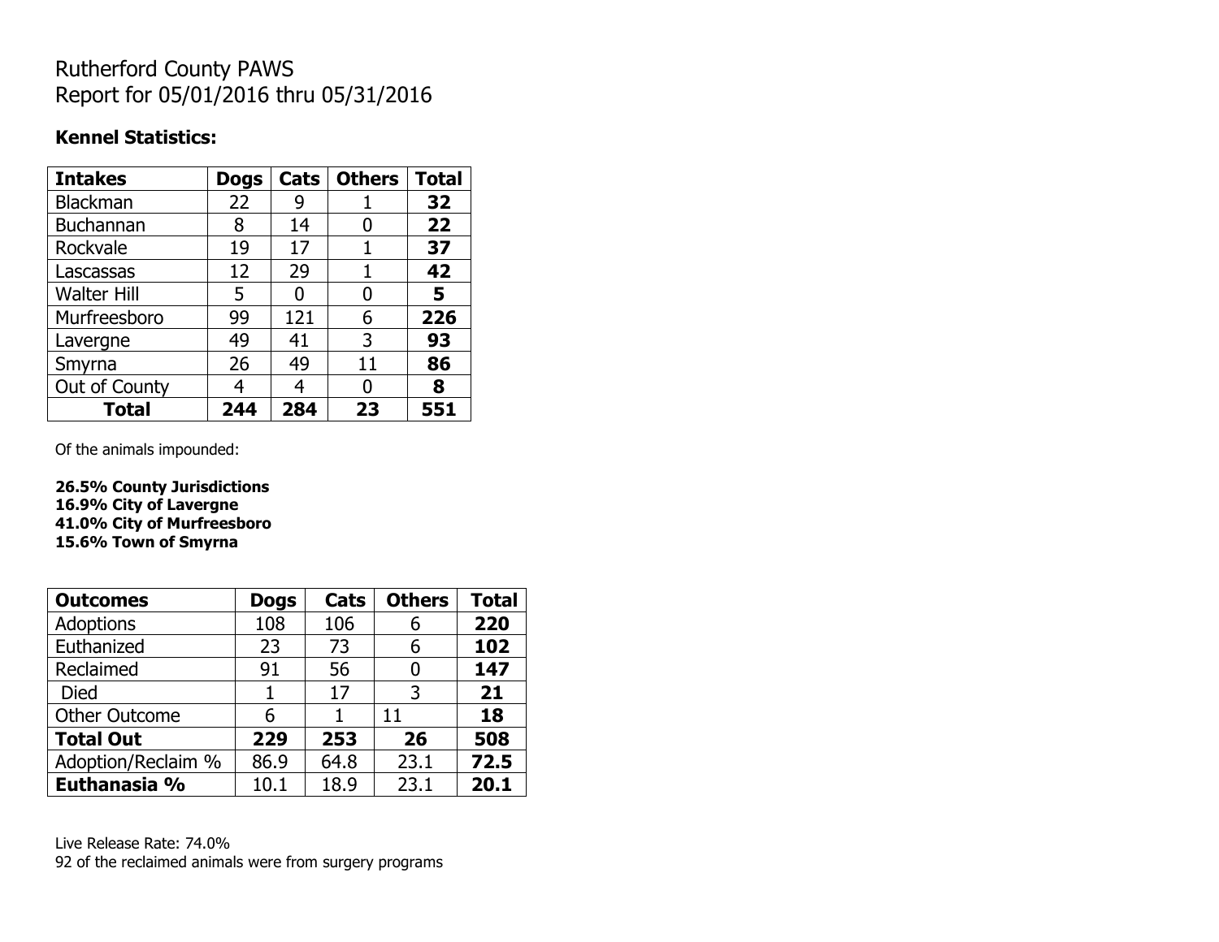# Rutherford County PAWS
# Report for 05/01/2016 thru 05/31/2016

**Kennel Statistics:**

| **Intakes** | **Dogs** | **Cats** | **Others** | **Total** |
|---|---|---|---|---|
| Blackman | 22 | 9 | 1 | **32** |
| Buchannan | 8 | 14 | 0 | **22** |
| Rockvale | 19 | 17 | 1 | **37** |
| Lascassas | 12 | 29 | 1 | **42** |
| Walter Hill | 5 | 0 | 0 | **5** |
| Murfreesboro | 99 | 121 | 6 | **226** |
| Lavergne | 49 | 41 | 3 | **93** |
| Smyrna | 26 | 49 | 11 | **86** |
| Out of County | 4 | 4 | 0 | **8** |
| **Total** | **244** | **284** | **23** | **551** |

Of the animals impounded:

**26.5% County Jurisdictions**
**16.9% City of Lavergne**
**41.0% City of Murfreesboro**
**15.6% Town of Smyrna**

| **Outcomes** | **Dogs** | **Cats** | **Others** | **Total** |
|---|---|---|---|---|
| Adoptions | 108 | 106 | 6 | **220** |
| Euthanized | 23 | 73 | 6 | **102** |
| Reclaimed | 91 | 56 | 0 | **147** |
| Died | 1 | 17 | 3 | **21** |
| Other Outcome | 6 | 1 | 11 | **18** |
| **Total Out** | **229** | **253** | **26** | **508** |
| Adoption/Reclaim % | 86.9 | 64.8 | 23.1 | **72.5** |
| **Euthanasia %** | 10.1 | 18.9 | 23.1 | **20.1** |

Live Release Rate: 74.0%
92 of the reclaimed animals were from surgery programs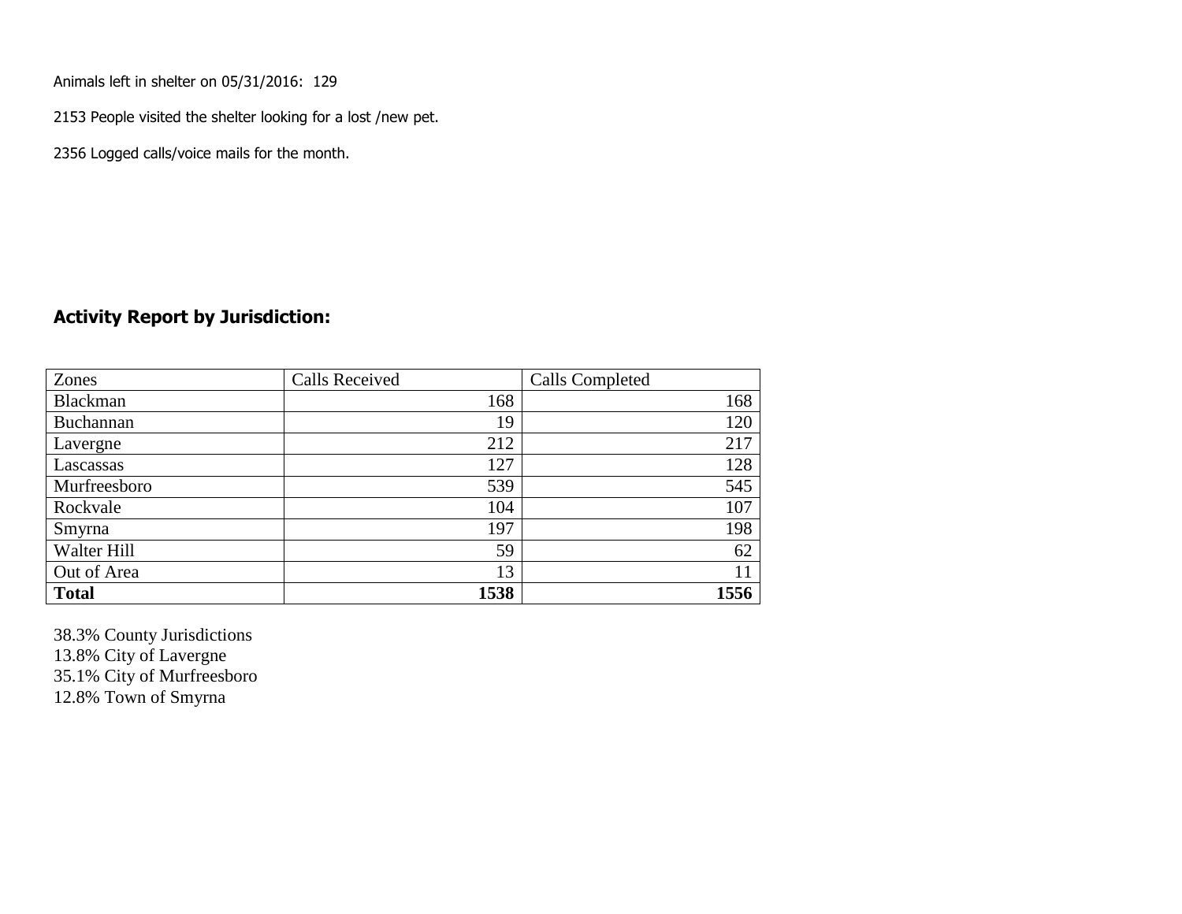Animals left in shelter on 05/31/2016: 129

2153 People visited the shelter looking for a lost /new pet.

2356 Logged calls/voice mails for the month.

## Activity Report by Jurisdiction:

| Zones | Calls Received | Calls Completed |
|---|---|---|
| Blackman | 168 | 168 |
| Buchannan | 19 | 120 |
| Lavergne | 212 | 217 |
| Lascassas | 127 | 128 |
| Murfreesboro | 539 | 545 |
| Rockvale | 104 | 107 |
| Smyrna | 197 | 198 |
| Walter Hill | 59 | 62 |
| Out of Area | 13 | 11 |
| **Total** | **1538** | **1556** |

38.3% County Jurisdictions
13.8% City of Lavergne
35.1% City of Murfreesboro
12.8% Town of Smyrna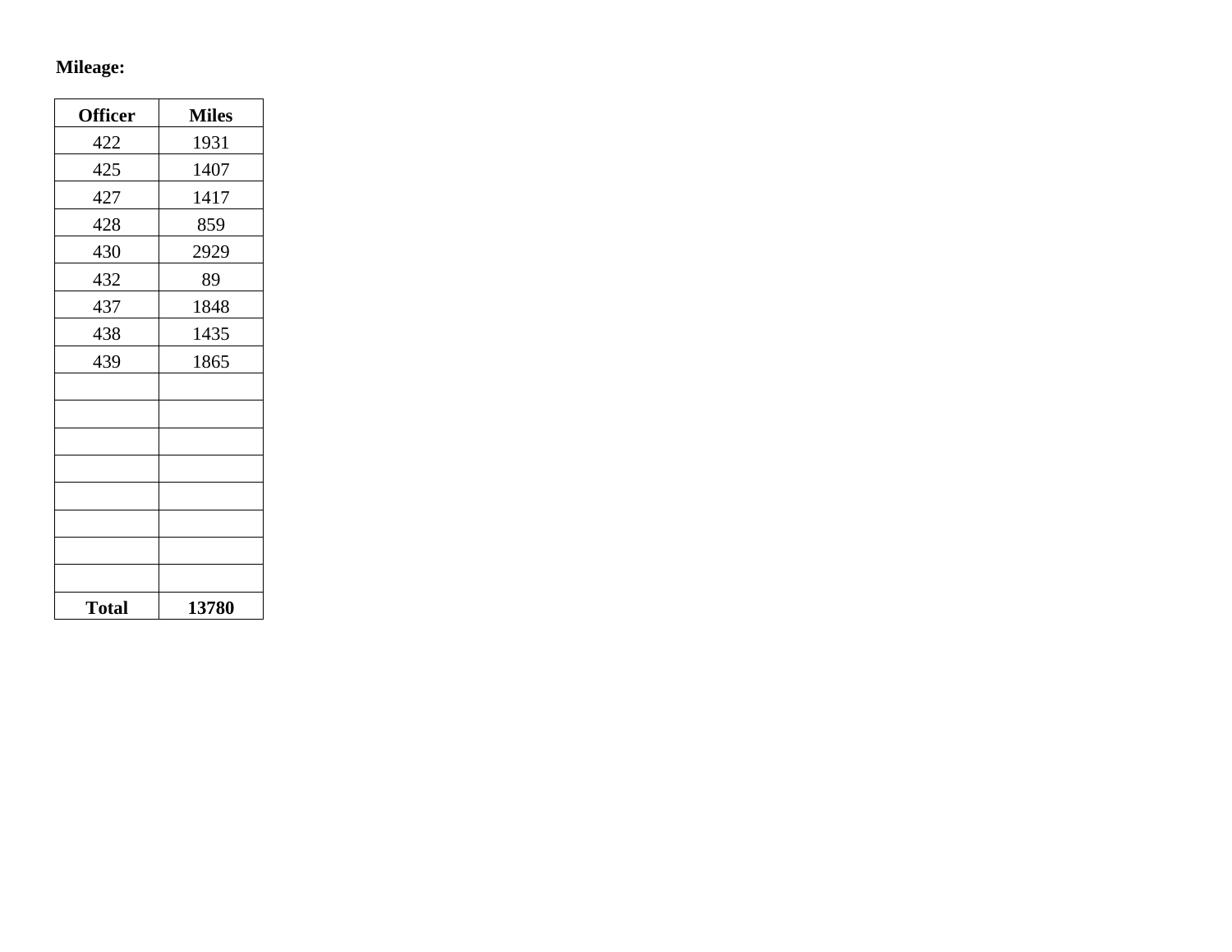**Mileage:**

| Officer | Miles |
|---|---|
| 422 | 1931 |
| 425 | 1407 |
| 427 | 1417 |
| 428 | 859 |
| 430 | 2929 |
| 432 | 89 |
| 437 | 1848 |
| 438 | 1435 |
| 439 | 1865 |
| | |
| | |
| | |
| | |
| | |
| | |
| | |
| | |
| **Total** | **13780** |